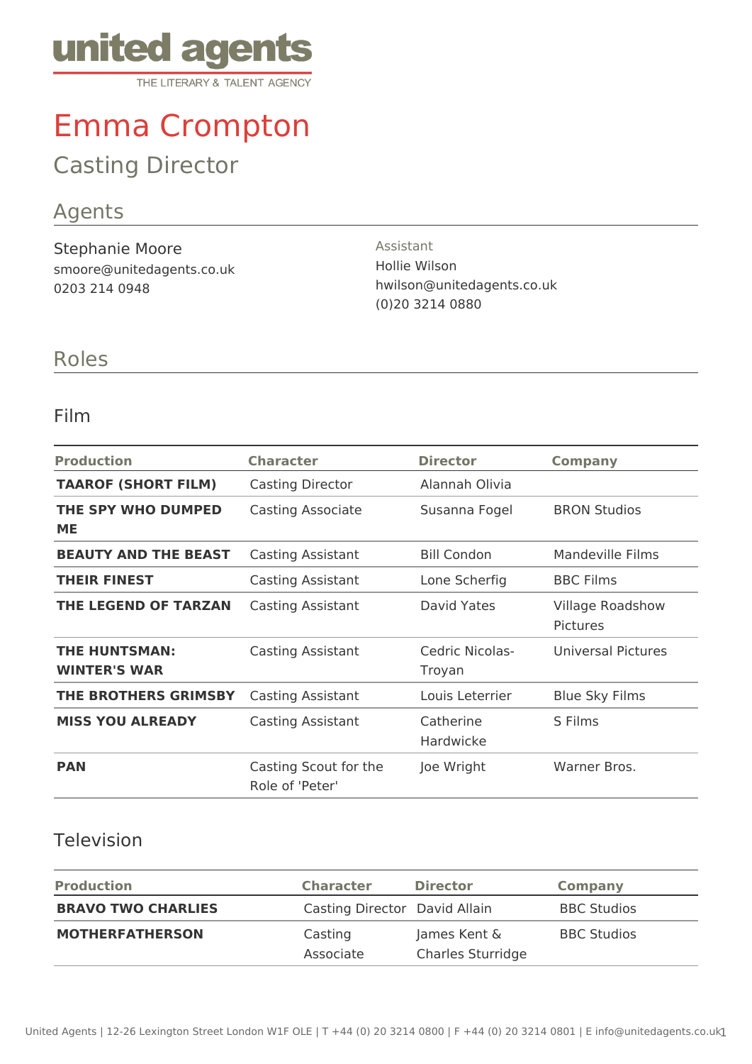united agents
THE LITERARY & TALENT AGENCY

# Emma Crompton

## Casting Director

## Agents

Stephanie Moore
smoore@unitedagents.co.uk
0203 214 0948

Assistant
Hollie Wilson
hwilson@unitedagents.co.uk
(0)20 3214 0880

## Roles

### Film

| Production | Character | Director | Company |
|---|---|---|---|
| **TAAROF (SHORT FILM)** | Casting Director | Alannah Olivia | |
| **THE SPY WHO DUMPED ME** | Casting Associate | Susanna Fogel | BRON Studios |
| **BEAUTY AND THE BEAST** | Casting Assistant | Bill Condon | Mandeville Films |
| **THEIR FINEST** | Casting Assistant | Lone Scherfig | BBC Films |
| **THE LEGEND OF TARZAN** | Casting Assistant | David Yates | Village Roadshow Pictures |
| **THE HUNTSMAN: WINTER'S WAR** | Casting Assistant | Cedric Nicolas-Troyan | Universal Pictures |
| **THE BROTHERS GRIMSBY** | Casting Assistant | Louis Leterrier | Blue Sky Films |
| **MISS YOU ALREADY** | Casting Assistant | Catherine Hardwicke | S Films |
| **PAN** | Casting Scout for the Role of 'Peter' | Joe Wright | Warner Bros. |

### Television

| Production | Character | Director | Company |
|---|---|---|---|
| **BRAVO TWO CHARLIES** | Casting Director | David Allain | BBC Studios |
| **MOTHERFATHERSON** | Casting Associate | James Kent & Charles Sturridge | BBC Studios |

United Agents | 12-26 Lexington Street London W1F OLE | T +44 (0) 20 3214 0800 | F +44 (0) 20 3214 0801 | E info@unitedagents.co.uk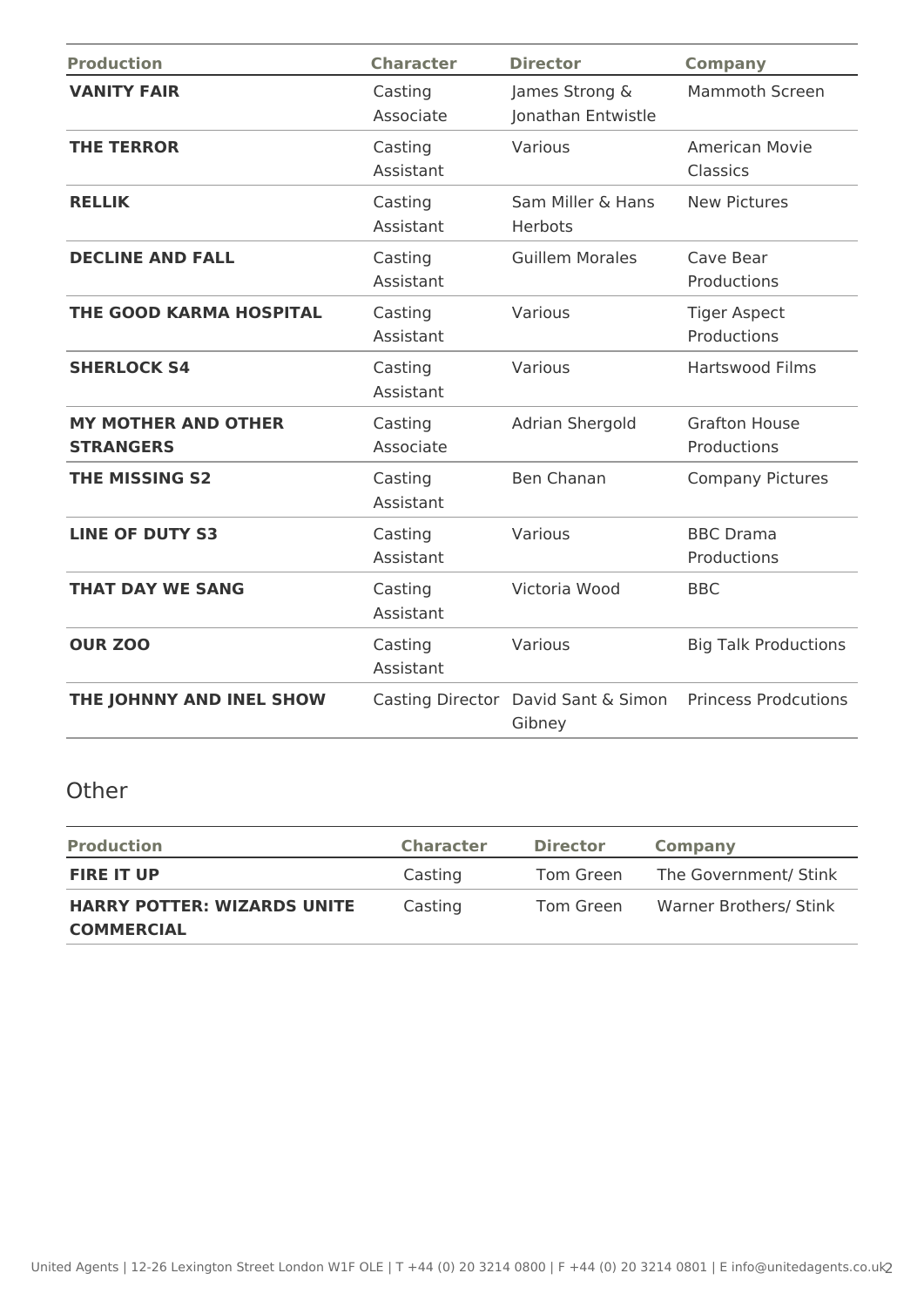| Production | Character | Director | Company |
|---|---|---|---|
| **VANITY FAIR** | Casting Associate | James Strong & Jonathan Entwistle | Mammoth Screen |
| **THE TERROR** | Casting Assistant | Various | American Movie Classics |
| **RELLIK** | Casting Assistant | Sam Miller & Hans Herbots | New Pictures |
| **DECLINE AND FALL** | Casting Assistant | Guillem Morales | Cave Bear Productions |
| **THE GOOD KARMA HOSPITAL** | Casting Assistant | Various | Tiger Aspect Productions |
| **SHERLOCK S4** | Casting Assistant | Various | Hartswood Films |
| **MY MOTHER AND OTHER STRANGERS** | Casting Associate | Adrian Shergold | Grafton House Productions |
| **THE MISSING S2** | Casting Assistant | Ben Chanan | Company Pictures |
| **LINE OF DUTY S3** | Casting Assistant | Various | BBC Drama Productions |
| **THAT DAY WE SANG** | Casting Assistant | Victoria Wood | BBC |
| **OUR ZOO** | Casting Assistant | Various | Big Talk Productions |
| **THE JOHNNY AND INEL SHOW** | Casting Director | David Sant & Simon Gibney | Princess Prodcutions |

## Other

| Production | Character | Director | Company |
|---|---|---|---|
| **FIRE IT UP** | Casting | Tom Green | The Government/ Stink |
| **HARRY POTTER: WIZARDS UNITE COMMERCIAL** | Casting | Tom Green | Warner Brothers/ Stink |